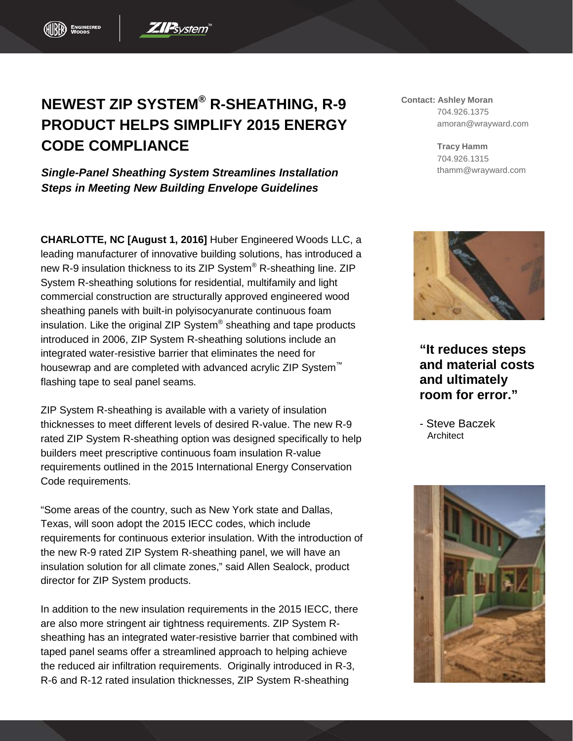# NEWEST ZIP SYSTEM® R-SHEATHING, R-9 PRODUCT HELPS SIMPLIFY 2015 ENERGY CODE COMPLIANCE

***Single-Panel Sheathing System Streamlines Installation Steps in Meeting New Building Envelope Guidelines***

**Contact: Ashley Moran**
704.926.1375
amoran@wrayward.com

**Tracy Hamm**
704.926.1315
thamm@wrayward.com

**CHARLOTTE, NC [August 1, 2016]** Huber Engineered Woods LLC, a leading manufacturer of innovative building solutions, has introduced a new R-9 insulation thickness to its ZIP System® R-sheathing line. ZIP System R-sheathing solutions for residential, multifamily and light commercial construction are structurally approved engineered wood sheathing panels with built-in polyisocyanurate continuous foam insulation. Like the original ZIP System® sheathing and tape products introduced in 2006, ZIP System R-sheathing solutions include an integrated water-resistive barrier that eliminates the need for housewrap and are completed with advanced acrylic ZIP System™ flashing tape to seal panel seams.

ZIP System R-sheathing is available with a variety of insulation thicknesses to meet different levels of desired R-value. The new R-9 rated ZIP System R-sheathing option was designed specifically to help builders meet prescriptive continuous foam insulation R-value requirements outlined in the 2015 International Energy Conservation Code requirements.

"Some areas of the country, such as New York state and Dallas, Texas, will soon adopt the 2015 IECC codes, which include requirements for continuous exterior insulation. With the introduction of the new R-9 rated ZIP System R-sheathing panel, we will have an insulation solution for all climate zones," said Allen Sealock, product director for ZIP System products.

In addition to the new insulation requirements in the 2015 IECC, there are also more stringent air tightness requirements. ZIP System R-sheathing has an integrated water-resistive barrier that combined with taped panel seams offer a streamlined approach to helping achieve the reduced air infiltration requirements. Originally introduced in R-3, R-6 and R-12 rated insulation thicknesses, ZIP System R-sheathing

**"It reduces steps and material costs and ultimately room for error."**

- Steve Baczek
  Architect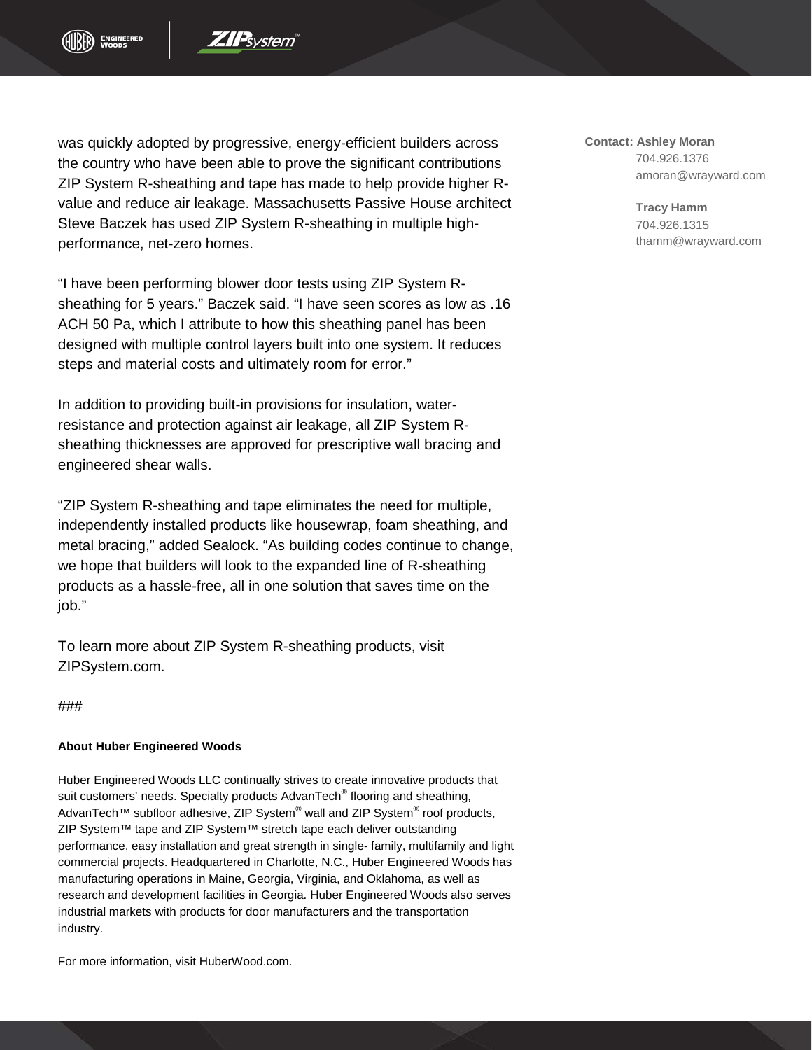was quickly adopted by progressive, energy-efficient builders across the country who have been able to prove the significant contributions ZIP System R-sheathing and tape has made to help provide higher R-value and reduce air leakage. Massachusetts Passive House architect Steve Baczek has used ZIP System R-sheathing in multiple high-performance, net-zero homes.

"I have been performing blower door tests using ZIP System R-sheathing for 5 years." Baczek said. "I have seen scores as low as .16 ACH 50 Pa, which I attribute to how this sheathing panel has been designed with multiple control layers built into one system. It reduces steps and material costs and ultimately room for error."

In addition to providing built-in provisions for insulation, water-resistance and protection against air leakage, all ZIP System R-sheathing thicknesses are approved for prescriptive wall bracing and engineered shear walls.

"ZIP System R-sheathing and tape eliminates the need for multiple, independently installed products like housewrap, foam sheathing, and metal bracing," added Sealock. "As building codes continue to change, we hope that builders will look to the expanded line of R-sheathing products as a hassle-free, all in one solution that saves time on the job."

To learn more about ZIP System R-sheathing products, visit ZIPSystem.com.

###

**Contact:** **Ashley Moran**
704.926.1376
amoran@wrayward.com

**Tracy Hamm**
704.926.1315
thamm@wrayward.com

**About Huber Engineered Woods**

Huber Engineered Woods LLC continually strives to create innovative products that suit customers' needs. Specialty products AdvanTech® flooring and sheathing, AdvanTech™ subfloor adhesive, ZIP System® wall and ZIP System® roof products, ZIP System™ tape and ZIP System™ stretch tape each deliver outstanding performance, easy installation and great strength in single- family, multifamily and light commercial projects. Headquartered in Charlotte, N.C., Huber Engineered Woods has manufacturing operations in Maine, Georgia, Virginia, and Oklahoma, as well as research and development facilities in Georgia. Huber Engineered Woods also serves industrial markets with products for door manufacturers and the transportation industry.

For more information, visit HuberWood.com.